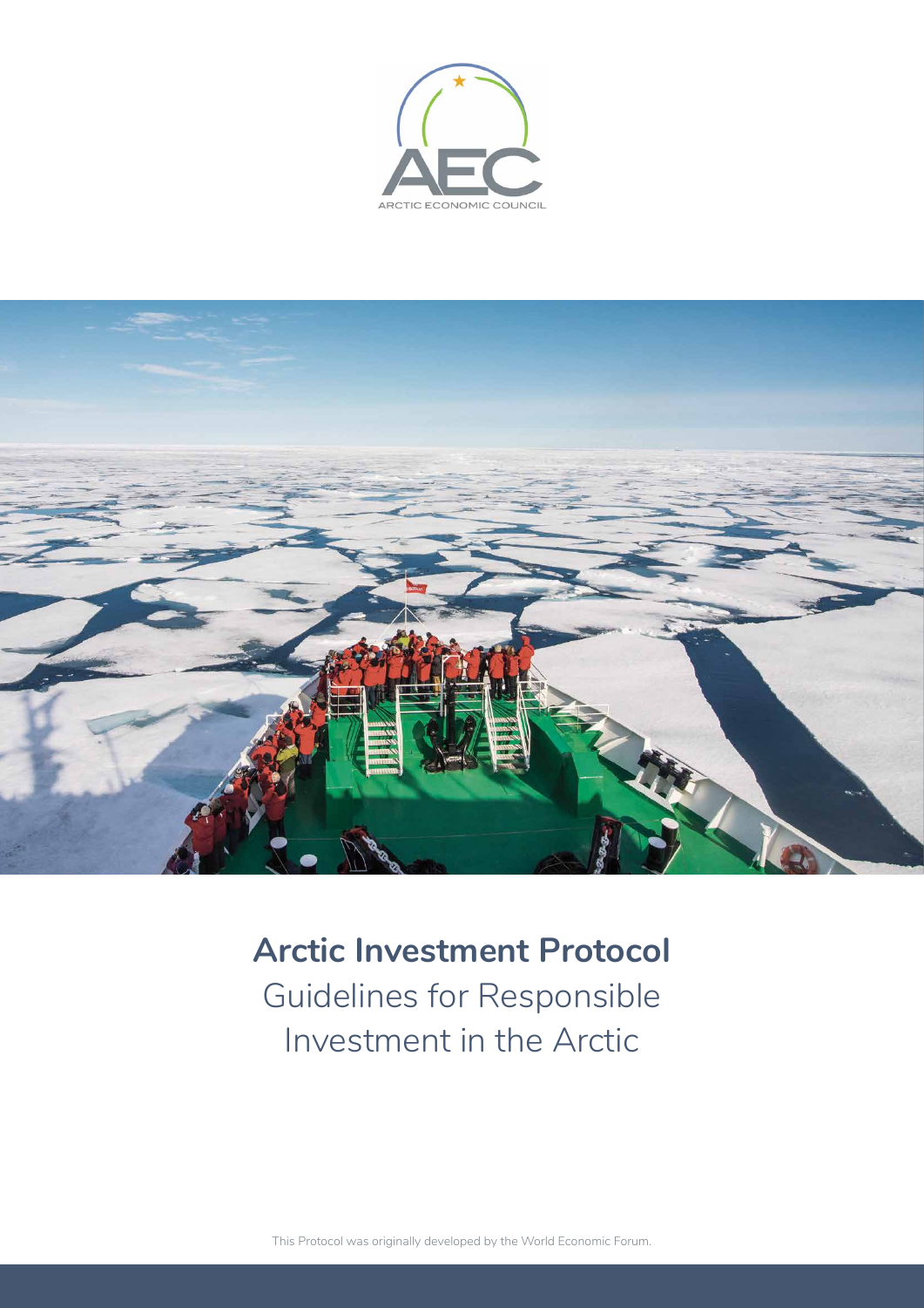ARCTIC ECONOMIC COUNCIL

# Arctic Investment Protocol

## Guidelines for Responsible Investment in the Arctic

This Protocol was originally developed by the World Economic Forum.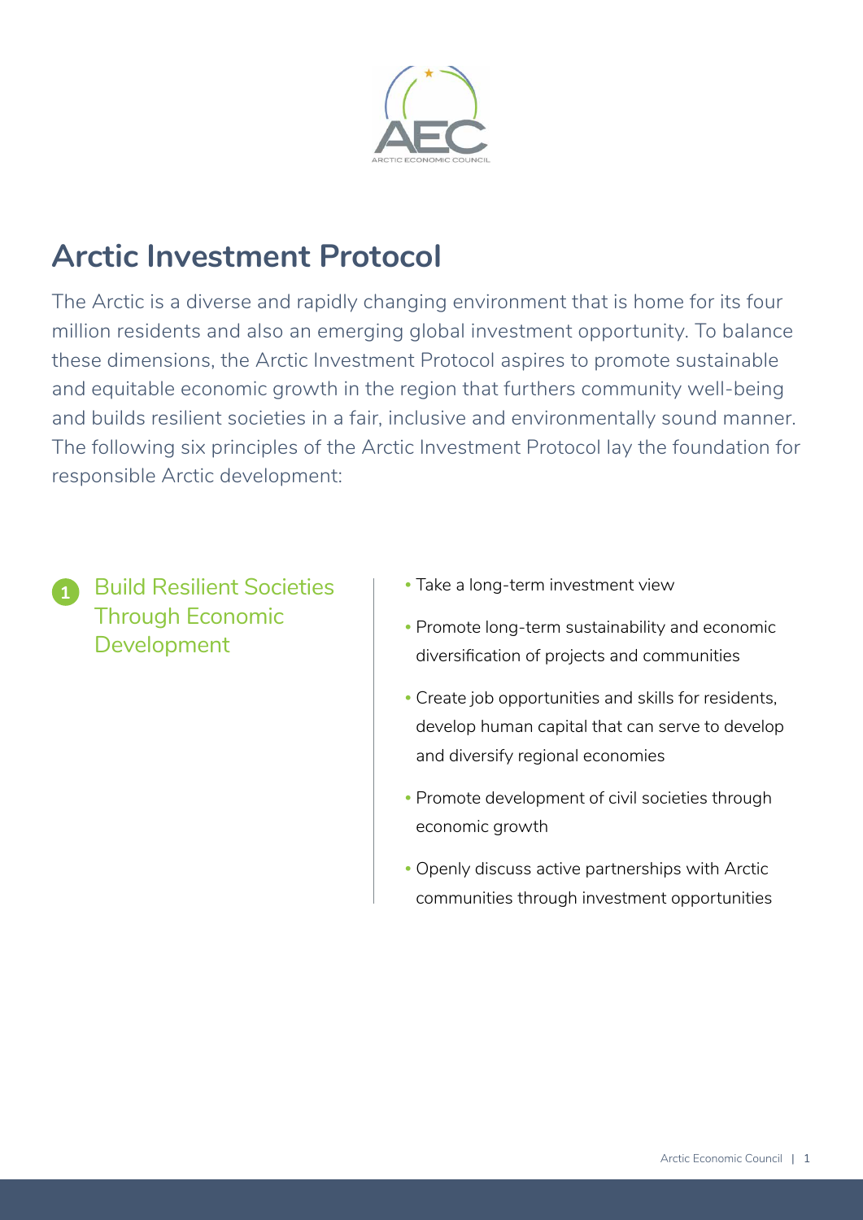# Arctic Investment Protocol

The Arctic is a diverse and rapidly changing environment that is home for its four million residents and also an emerging global investment opportunity. To balance these dimensions, the Arctic Investment Protocol aspires to promote sustainable and equitable economic growth in the region that furthers community well-being and builds resilient societies in a fair, inclusive and environmentally sound manner. The following six principles of the Arctic Investment Protocol lay the foundation for responsible Arctic development:

## 1 Build Resilient Societies Through Economic Development

- Take a long-term investment view
- Promote long-term sustainability and economic diversification of projects and communities
- Create job opportunities and skills for residents, develop human capital that can serve to develop and diversify regional economies
- Promote development of civil societies through economic growth
- Openly discuss active partnerships with Arctic communities through investment opportunities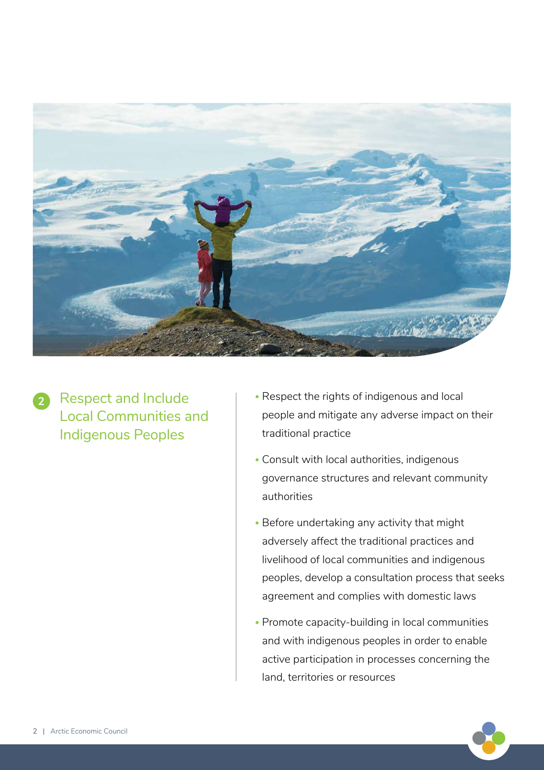## 2 Respect and Include Local Communities and Indigenous Peoples

- Respect the rights of indigenous and local people and mitigate any adverse impact on their traditional practice
- Consult with local authorities, indigenous governance structures and relevant community authorities
- Before undertaking any activity that might adversely affect the traditional practices and livelihood of local communities and indigenous peoples, develop a consultation process that seeks agreement and complies with domestic laws
- Promote capacity-building in local communities and with indigenous peoples in order to enable active participation in processes concerning the land, territories or resources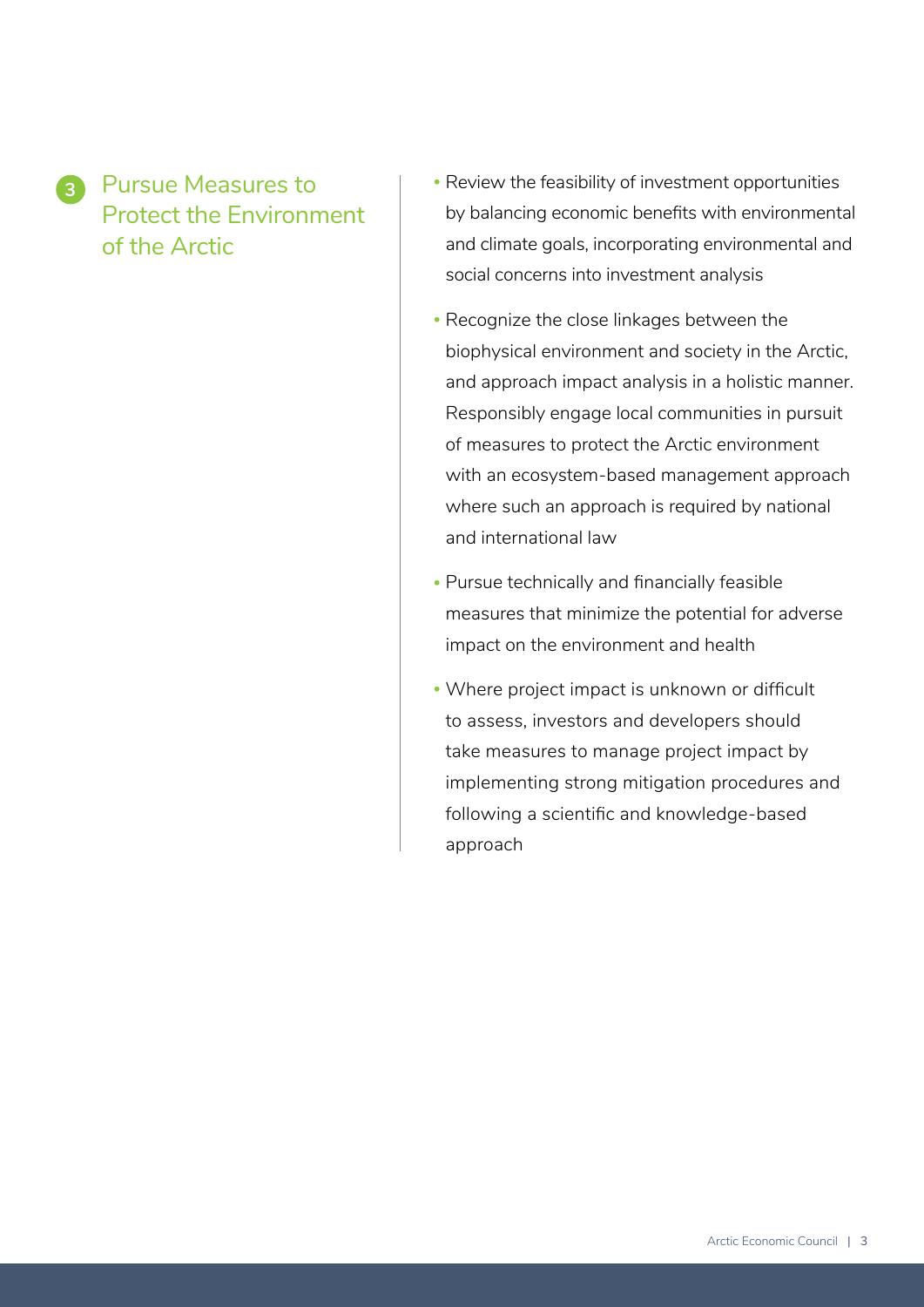## 3 Pursue Measures to Protect the Environment of the Arctic

- Review the feasibility of investment opportunities by balancing economic benefits with environmental and climate goals, incorporating environmental and social concerns into investment analysis
- Recognize the close linkages between the biophysical environment and society in the Arctic, and approach impact analysis in a holistic manner. Responsibly engage local communities in pursuit of measures to protect the Arctic environment with an ecosystem-based management approach where such an approach is required by national and international law
- Pursue technically and financially feasible measures that minimize the potential for adverse impact on the environment and health
- Where project impact is unknown or difficult to assess, investors and developers should take measures to manage project impact by implementing strong mitigation procedures and following a scientific and knowledge-based approach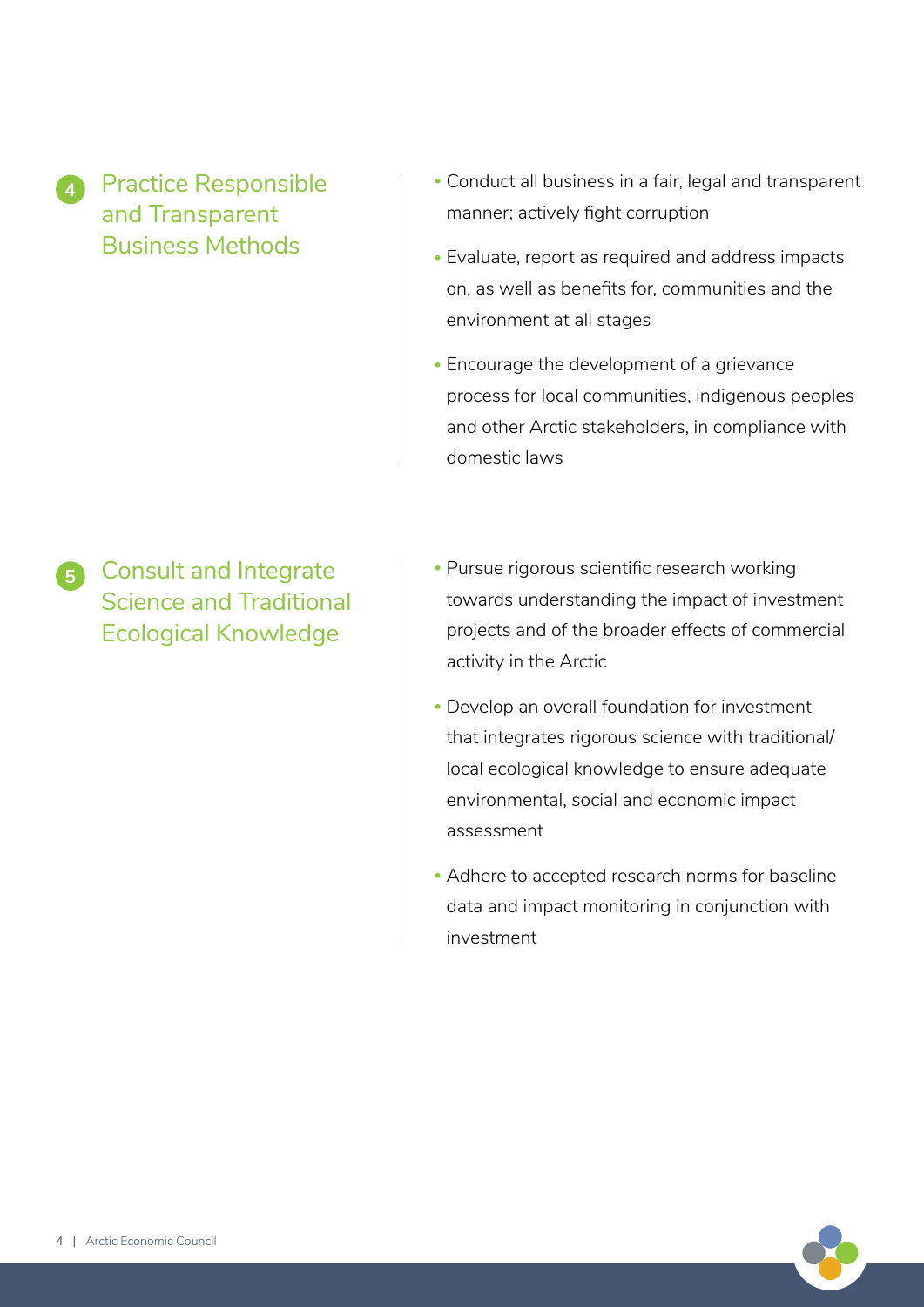## 4 Practice Responsible and Transparent Business Methods

- Conduct all business in a fair, legal and transparent manner; actively fight corruption
- Evaluate, report as required and address impacts on, as well as benefits for, communities and the environment at all stages
- Encourage the development of a grievance process for local communities, indigenous peoples and other Arctic stakeholders, in compliance with domestic laws

## 5 Consult and Integrate Science and Traditional Ecological Knowledge

- Pursue rigorous scientific research working towards understanding the impact of investment projects and of the broader effects of commercial activity in the Arctic
- Develop an overall foundation for investment that integrates rigorous science with traditional/ local ecological knowledge to ensure adequate environmental, social and economic impact assessment
- Adhere to accepted research norms for baseline data and impact monitoring in conjunction with investment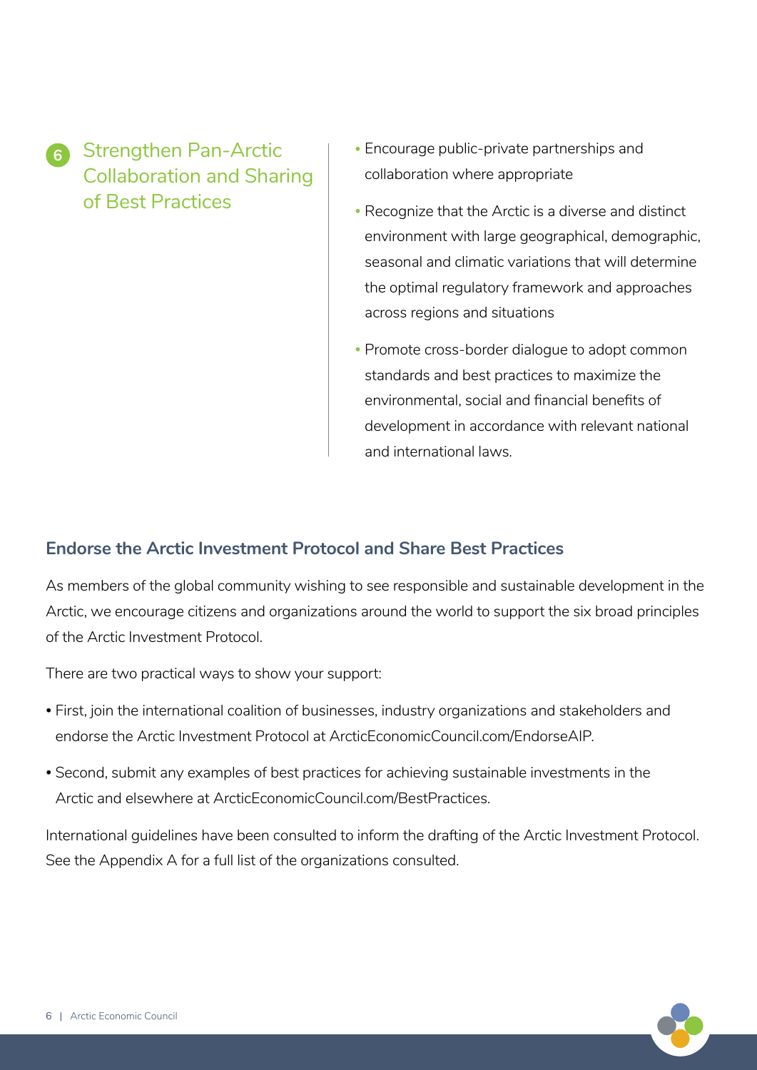## 6 Strengthen Pan-Arctic Collaboration and Sharing of Best Practices

- Encourage public-private partnerships and collaboration where appropriate
- Recognize that the Arctic is a diverse and distinct environment with large geographical, demographic, seasonal and climatic variations that will determine the optimal regulatory framework and approaches across regions and situations
- Promote cross-border dialogue to adopt common standards and best practices to maximize the environmental, social and financial benefits of development in accordance with relevant national and international laws.

### Endorse the Arctic Investment Protocol and Share Best Practices

As members of the global community wishing to see responsible and sustainable development in the Arctic, we encourage citizens and organizations around the world to support the six broad principles of the Arctic Investment Protocol.

There are two practical ways to show your support:

- First, join the international coalition of businesses, industry organizations and stakeholders and endorse the Arctic Investment Protocol at ArcticEconomicCouncil.com/EndorseAIP.
- Second, submit any examples of best practices for achieving sustainable investments in the Arctic and elsewhere at ArcticEconomicCouncil.com/BestPractices.

International guidelines have been consulted to inform the drafting of the Arctic Investment Protocol. See the Appendix A for a full list of the organizations consulted.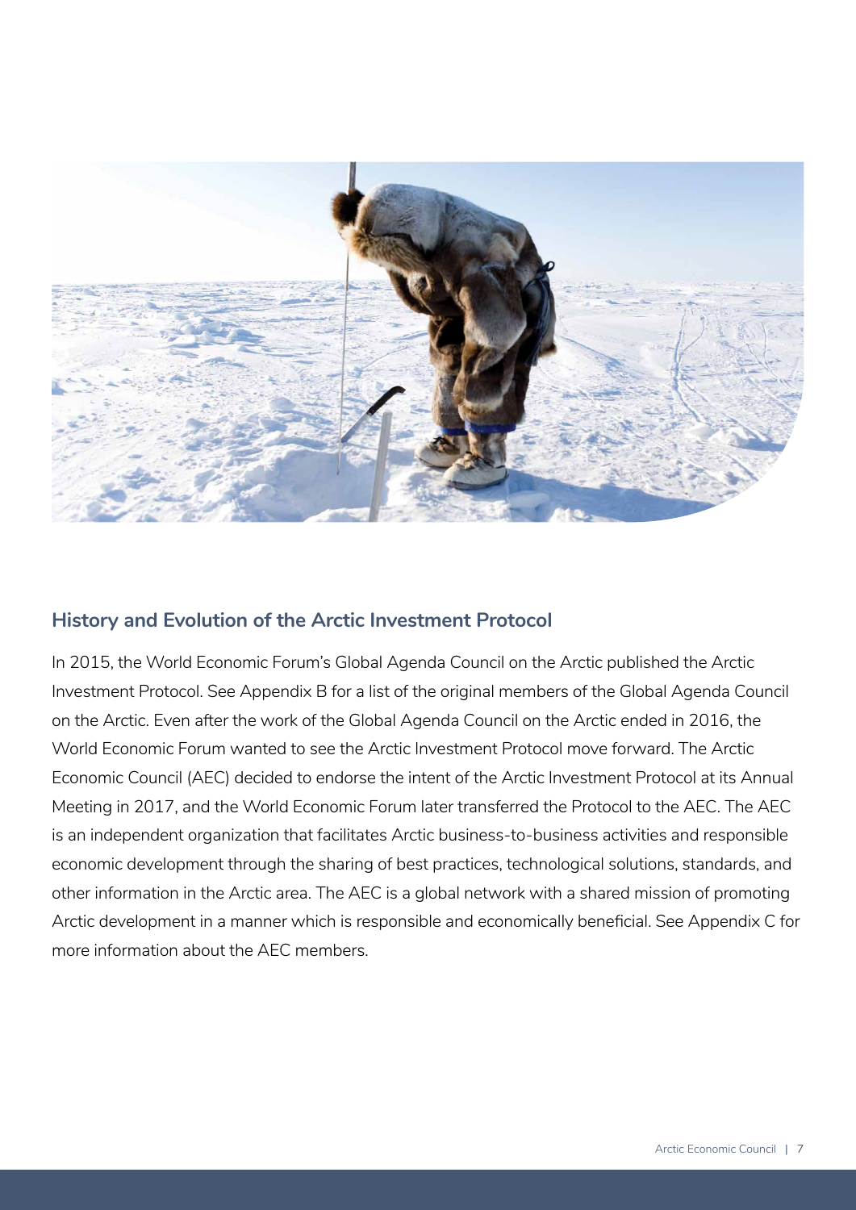## History and Evolution of the Arctic Investment Protocol

In 2015, the World Economic Forum's Global Agenda Council on the Arctic published the Arctic Investment Protocol. See Appendix B for a list of the original members of the Global Agenda Council on the Arctic. Even after the work of the Global Agenda Council on the Arctic ended in 2016, the World Economic Forum wanted to see the Arctic Investment Protocol move forward. The Arctic Economic Council (AEC) decided to endorse the intent of the Arctic Investment Protocol at its Annual Meeting in 2017, and the World Economic Forum later transferred the Protocol to the AEC. The AEC is an independent organization that facilitates Arctic business-to-business activities and responsible economic development through the sharing of best practices, technological solutions, standards, and other information in the Arctic area. The AEC is a global network with a shared mission of promoting Arctic development in a manner which is responsible and economically beneficial. See Appendix C for more information about the AEC members.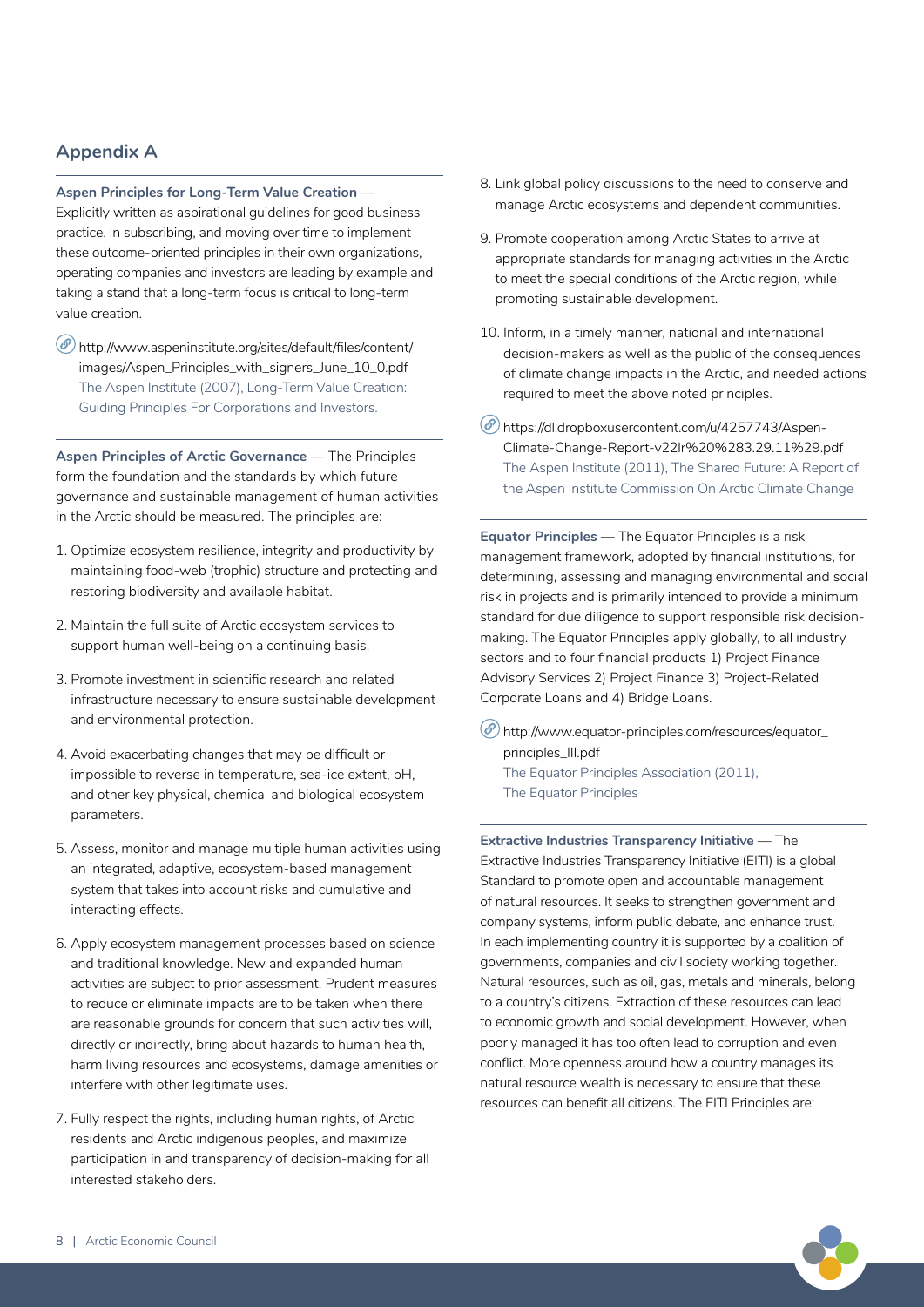## Appendix A

**Aspen Principles for Long-Term Value Creation** — Explicitly written as aspirational guidelines for good business practice. In subscribing, and moving over time to implement these outcome-oriented principles in their own organizations, operating companies and investors are leading by example and taking a stand that a long-term focus is critical to long-term value creation.

http://www.aspeninstitute.org/sites/default/files/content/images/Aspen_Principles_with_signers_June_10_0.pdf
The Aspen Institute (2007), Long-Term Value Creation: Guiding Principles For Corporations and Investors.

**Aspen Principles of Arctic Governance** — The Principles form the foundation and the standards by which future governance and sustainable management of human activities in the Arctic should be measured. The principles are:

1. Optimize ecosystem resilience, integrity and productivity by maintaining food-web (trophic) structure and protecting and restoring biodiversity and available habitat.
2. Maintain the full suite of Arctic ecosystem services to support human well-being on a continuing basis.
3. Promote investment in scientific research and related infrastructure necessary to ensure sustainable development and environmental protection.
4. Avoid exacerbating changes that may be difficult or impossible to reverse in temperature, sea-ice extent, pH, and other key physical, chemical and biological ecosystem parameters.
5. Assess, monitor and manage multiple human activities using an integrated, adaptive, ecosystem-based management system that takes into account risks and cumulative and interacting effects.
6. Apply ecosystem management processes based on science and traditional knowledge. New and expanded human activities are subject to prior assessment. Prudent measures to reduce or eliminate impacts are to be taken when there are reasonable grounds for concern that such activities will, directly or indirectly, bring about hazards to human health, harm living resources and ecosystems, damage amenities or interfere with other legitimate uses.
7. Fully respect the rights, including human rights, of Arctic residents and Arctic indigenous peoples, and maximize participation in and transparency of decision-making for all interested stakeholders.
8. Link global policy discussions to the need to conserve and manage Arctic ecosystems and dependent communities.
9. Promote cooperation among Arctic States to arrive at appropriate standards for managing activities in the Arctic to meet the special conditions of the Arctic region, while promoting sustainable development.
10. Inform, in a timely manner, national and international decision-makers as well as the public of the consequences of climate change impacts in the Arctic, and needed actions required to meet the above noted principles.

https://dl.dropboxusercontent.com/u/4257743/Aspen-Climate-Change-Report-v22lr%20%283.29.11%29.pdf
The Aspen Institute (2011), The Shared Future: A Report of the Aspen Institute Commission On Arctic Climate Change

**Equator Principles** — The Equator Principles is a risk management framework, adopted by financial institutions, for determining, assessing and managing environmental and social risk in projects and is primarily intended to provide a minimum standard for due diligence to support responsible risk decision-making. The Equator Principles apply globally, to all industry sectors and to four financial products 1) Project Finance Advisory Services 2) Project Finance 3) Project-Related Corporate Loans and 4) Bridge Loans.

http://www.equator-principles.com/resources/equator_principles_III.pdf
The Equator Principles Association (2011), The Equator Principles

**Extractive Industries Transparency Initiative** — The Extractive Industries Transparency Initiative (EITI) is a global Standard to promote open and accountable management of natural resources. It seeks to strengthen government and company systems, inform public debate, and enhance trust. In each implementing country it is supported by a coalition of governments, companies and civil society working together. Natural resources, such as oil, gas, metals and minerals, belong to a country's citizens. Extraction of these resources can lead to economic growth and social development. However, when poorly managed it has too often lead to corruption and even conflict. More openness around how a country manages its natural resource wealth is necessary to ensure that these resources can benefit all citizens. The EITI Principles are: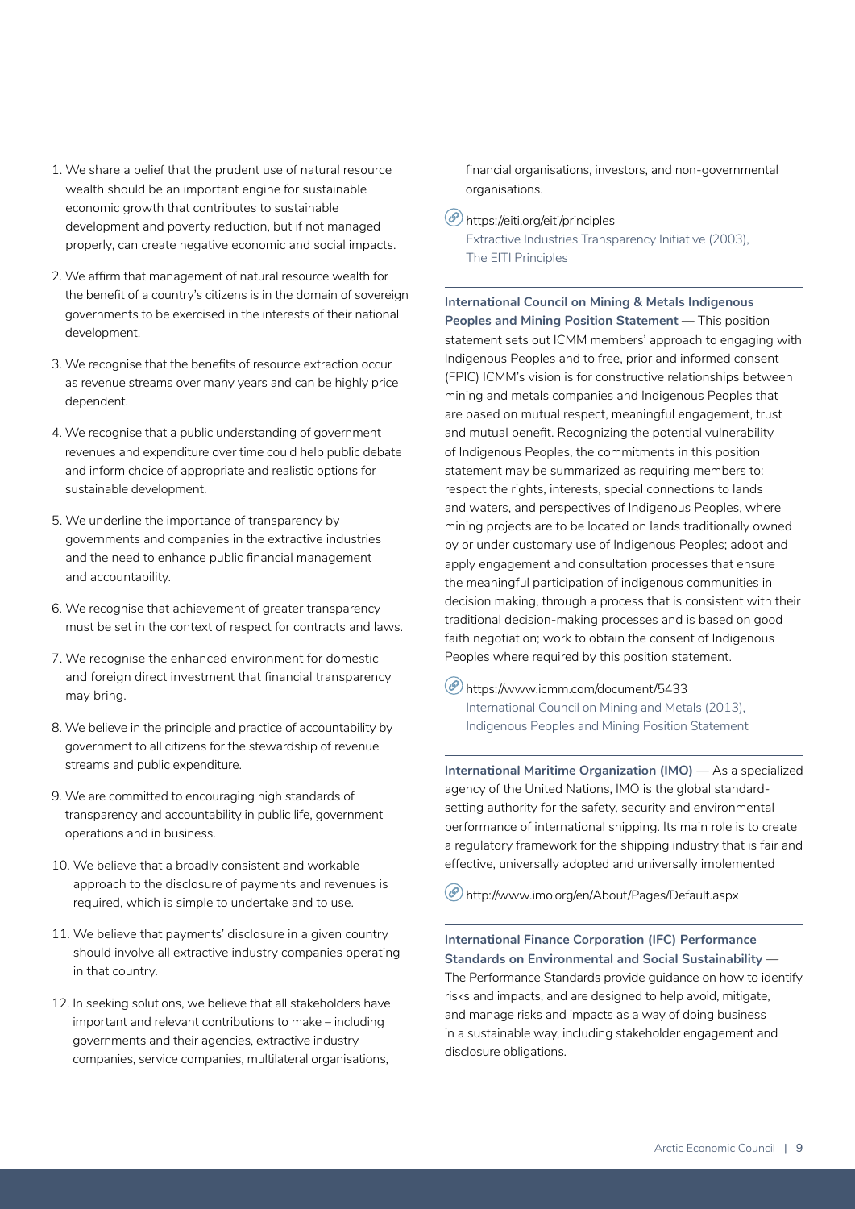1. We share a belief that the prudent use of natural resource wealth should be an important engine for sustainable economic growth that contributes to sustainable development and poverty reduction, but if not managed properly, can create negative economic and social impacts.
2. We affirm that management of natural resource wealth for the benefit of a country's citizens is in the domain of sovereign governments to be exercised in the interests of their national development.
3. We recognise that the benefits of resource extraction occur as revenue streams over many years and can be highly price dependent.
4. We recognise that a public understanding of government revenues and expenditure over time could help public debate and inform choice of appropriate and realistic options for sustainable development.
5. We underline the importance of transparency by governments and companies in the extractive industries and the need to enhance public financial management and accountability.
6. We recognise that achievement of greater transparency must be set in the context of respect for contracts and laws.
7. We recognise the enhanced environment for domestic and foreign direct investment that financial transparency may bring.
8. We believe in the principle and practice of accountability by government to all citizens for the stewardship of revenue streams and public expenditure.
9. We are committed to encouraging high standards of transparency and accountability in public life, government operations and in business.
10. We believe that a broadly consistent and workable approach to the disclosure of payments and revenues is required, which is simple to undertake and to use.
11. We believe that payments' disclosure in a given country should involve all extractive industry companies operating in that country.
12. In seeking solutions, we believe that all stakeholders have important and relevant contributions to make – including governments and their agencies, extractive industry companies, service companies, multilateral organisations, financial organisations, investors, and non-governmental organisations.

https://eiti.org/eiti/principles
Extractive Industries Transparency Initiative (2003), The EITI Principles

---

**International Council on Mining & Metals Indigenous Peoples and Mining Position Statement** — This position statement sets out ICMM members' approach to engaging with Indigenous Peoples and to free, prior and informed consent (FPIC) ICMM's vision is for constructive relationships between mining and metals companies and Indigenous Peoples that are based on mutual respect, meaningful engagement, trust and mutual benefit. Recognizing the potential vulnerability of Indigenous Peoples, the commitments in this position statement may be summarized as requiring members to: respect the rights, interests, special connections to lands and waters, and perspectives of Indigenous Peoples, where mining projects are to be located on lands traditionally owned by or under customary use of Indigenous Peoples; adopt and apply engagement and consultation processes that ensure the meaningful participation of indigenous communities in decision making, through a process that is consistent with their traditional decision-making processes and is based on good faith negotiation; work to obtain the consent of Indigenous Peoples where required by this position statement.

https://www.icmm.com/document/5433
International Council on Mining and Metals (2013), Indigenous Peoples and Mining Position Statement

---

**International Maritime Organization (IMO)** — As a specialized agency of the United Nations, IMO is the global standard-setting authority for the safety, security and environmental performance of international shipping. Its main role is to create a regulatory framework for the shipping industry that is fair and effective, universally adopted and universally implemented

http://www.imo.org/en/About/Pages/Default.aspx

---

**International Finance Corporation (IFC) Performance Standards on Environmental and Social Sustainability** — The Performance Standards provide guidance on how to identify risks and impacts, and are designed to help avoid, mitigate, and manage risks and impacts as a way of doing business in a sustainable way, including stakeholder engagement and disclosure obligations.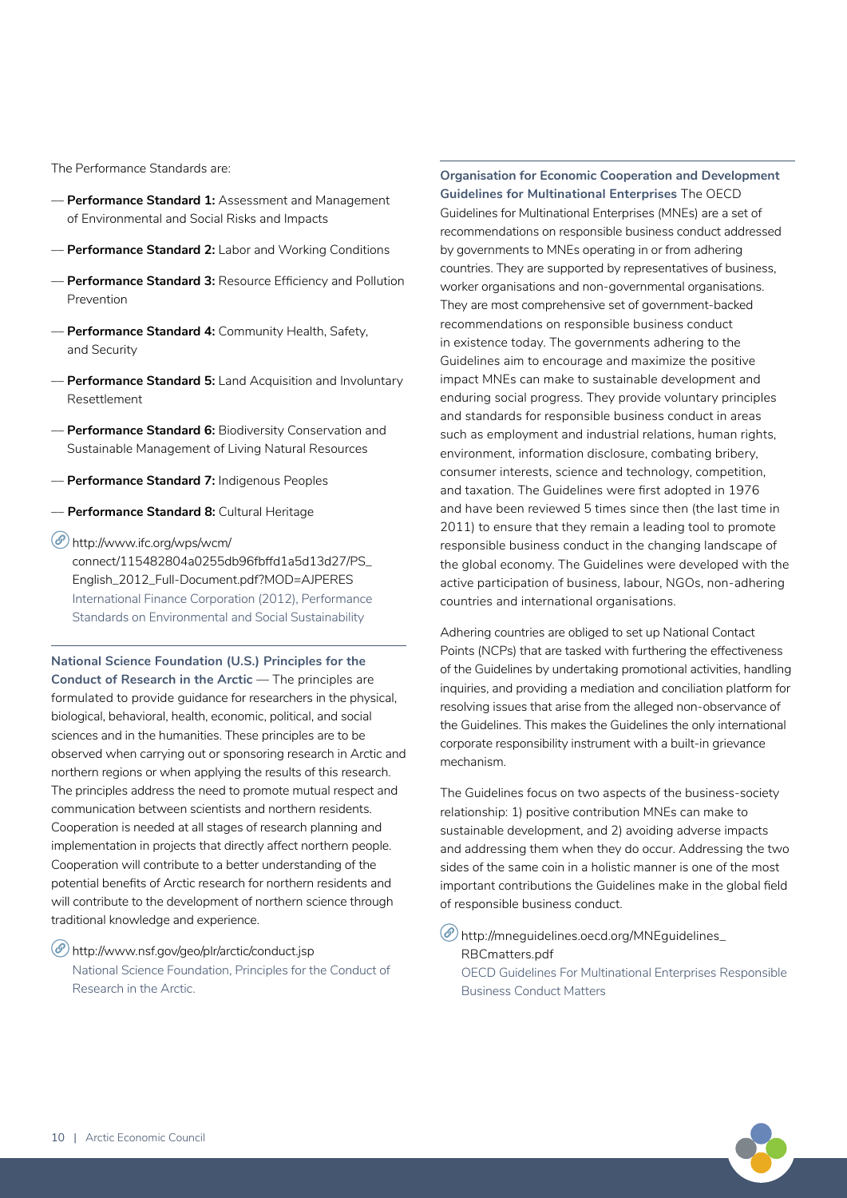The Performance Standards are:

- **Performance Standard 1:** Assessment and Management of Environmental and Social Risks and Impacts
- **Performance Standard 2:** Labor and Working Conditions
- **Performance Standard 3:** Resource Efficiency and Pollution Prevention
- **Performance Standard 4:** Community Health, Safety, and Security
- **Performance Standard 5:** Land Acquisition and Involuntary Resettlement
- **Performance Standard 6:** Biodiversity Conservation and Sustainable Management of Living Natural Resources
- **Performance Standard 7:** Indigenous Peoples
- **Performance Standard 8:** Cultural Heritage

http://www.ifc.org/wps/wcm/connect/115482804a0255db96fbffd1a5d13d27/PS_English_2012_Full-Document.pdf?MOD=AJPERES
International Finance Corporation (2012), Performance Standards on Environmental and Social Sustainability

**National Science Foundation (U.S.) Principles for the Conduct of Research in the Arctic** — The principles are formulated to provide guidance for researchers in the physical, biological, behavioral, health, economic, political, and social sciences and in the humanities. These principles are to be observed when carrying out or sponsoring research in Arctic and northern regions or when applying the results of this research. The principles address the need to promote mutual respect and communication between scientists and northern residents. Cooperation is needed at all stages of research planning and implementation in projects that directly affect northern people. Cooperation will contribute to a better understanding of the potential benefits of Arctic research for northern residents and will contribute to the development of northern science through traditional knowledge and experience.

http://www.nsf.gov/geo/plr/arctic/conduct.jsp
National Science Foundation, Principles for the Conduct of Research in the Arctic.

**Organisation for Economic Cooperation and Development Guidelines for Multinational Enterprises** The OECD Guidelines for Multinational Enterprises (MNEs) are a set of recommendations on responsible business conduct addressed by governments to MNEs operating in or from adhering countries. They are supported by representatives of business, worker organisations and non-governmental organisations. They are most comprehensive set of government-backed recommendations on responsible business conduct in existence today. The governments adhering to the Guidelines aim to encourage and maximize the positive impact MNEs can make to sustainable development and enduring social progress. They provide voluntary principles and standards for responsible business conduct in areas such as employment and industrial relations, human rights, environment, information disclosure, combating bribery, consumer interests, science and technology, competition, and taxation. The Guidelines were first adopted in 1976 and have been reviewed 5 times since then (the last time in 2011) to ensure that they remain a leading tool to promote responsible business conduct in the changing landscape of the global economy. The Guidelines were developed with the active participation of business, labour, NGOs, non-adhering countries and international organisations.

Adhering countries are obliged to set up National Contact Points (NCPs) that are tasked with furthering the effectiveness of the Guidelines by undertaking promotional activities, handling inquiries, and providing a mediation and conciliation platform for resolving issues that arise from the alleged non-observance of the Guidelines. This makes the Guidelines the only international corporate responsibility instrument with a built-in grievance mechanism.

The Guidelines focus on two aspects of the business-society relationship: 1) positive contribution MNEs can make to sustainable development, and 2) avoiding adverse impacts and addressing them when they do occur. Addressing the two sides of the same coin in a holistic manner is one of the most important contributions the Guidelines make in the global field of responsible business conduct.

http://mneguidelines.oecd.org/MNEguidelines_RBCmatters.pdf
OECD Guidelines For Multinational Enterprises Responsible Business Conduct Matters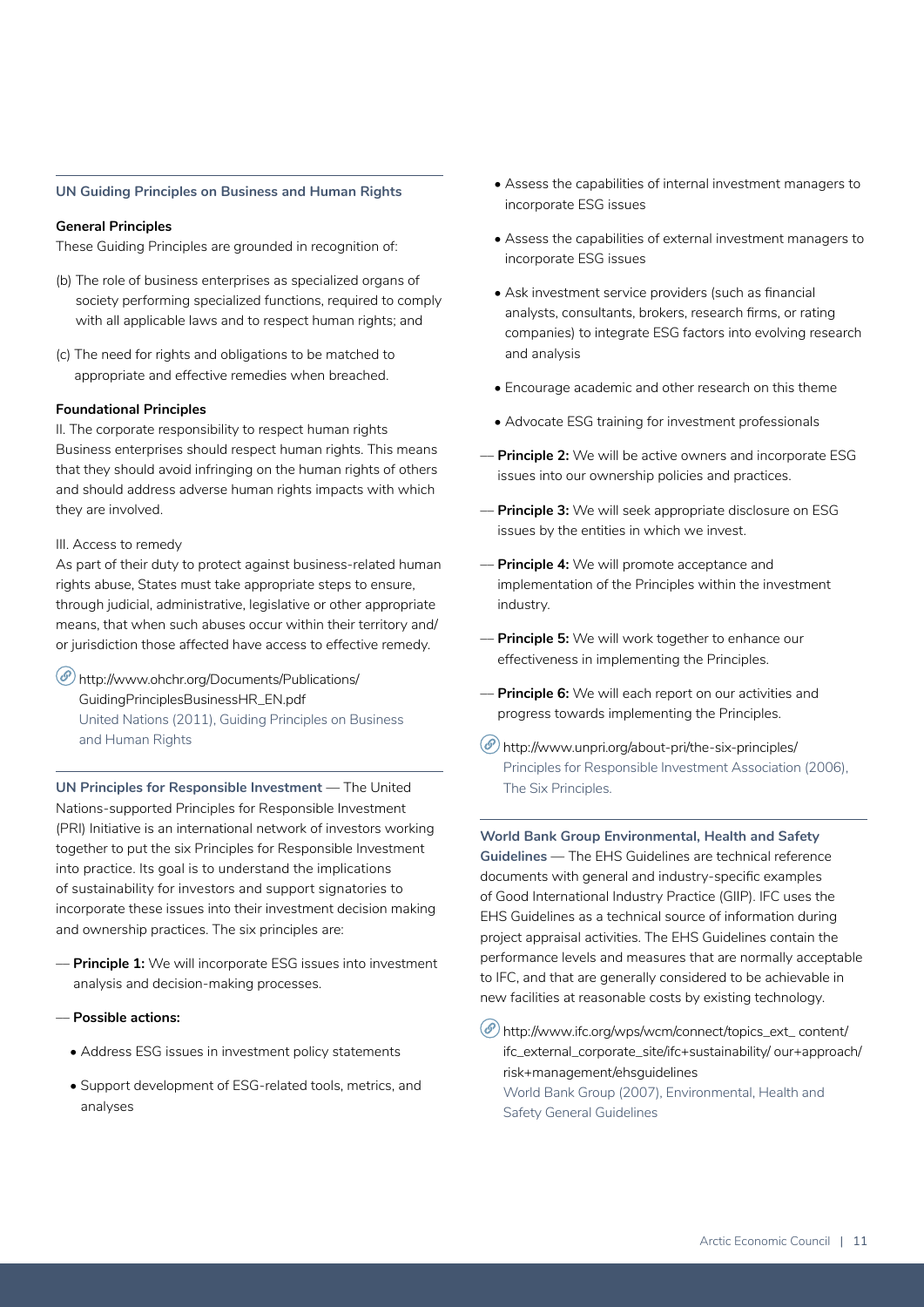### UN Guiding Principles on Business and Human Rights

**General Principles**

These Guiding Principles are grounded in recognition of:

(b) The role of business enterprises as specialized organs of society performing specialized functions, required to comply with all applicable laws and to respect human rights; and

(c) The need for rights and obligations to be matched to appropriate and effective remedies when breached.

**Foundational Principles**

II. The corporate responsibility to respect human rights
Business enterprises should respect human rights. This means that they should avoid infringing on the human rights of others and should address adverse human rights impacts with which they are involved.

III. Access to remedy
As part of their duty to protect against business-related human rights abuse, States must take appropriate steps to ensure, through judicial, administrative, legislative or other appropriate means, that when such abuses occur within their territory and/or jurisdiction those affected have access to effective remedy.

http://www.ohchr.org/Documents/Publications/GuidingPrinciplesBusinessHR_EN.pdf
United Nations (2011), Guiding Principles on Business and Human Rights

---

**UN Principles for Responsible Investment** — The United Nations-supported Principles for Responsible Investment (PRI) Initiative is an international network of investors working together to put the six Principles for Responsible Investment into practice. Its goal is to understand the implications of sustainability for investors and support signatories to incorporate these issues into their investment decision making and ownership practices. The six principles are:

— **Principle 1:** We will incorporate ESG issues into investment analysis and decision-making processes.

— **Possible actions:**

- Address ESG issues in investment policy statements
- Support development of ESG-related tools, metrics, and analyses
- Assess the capabilities of internal investment managers to incorporate ESG issues
- Assess the capabilities of external investment managers to incorporate ESG issues
- Ask investment service providers (such as financial analysts, consultants, brokers, research firms, or rating companies) to integrate ESG factors into evolving research and analysis
- Encourage academic and other research on this theme
- Advocate ESG training for investment professionals

— **Principle 2:** We will be active owners and incorporate ESG issues into our ownership policies and practices.

— **Principle 3:** We will seek appropriate disclosure on ESG issues by the entities in which we invest.

— **Principle 4:** We will promote acceptance and implementation of the Principles within the investment industry.

— **Principle 5:** We will work together to enhance our effectiveness in implementing the Principles.

— **Principle 6:** We will each report on our activities and progress towards implementing the Principles.

http://www.unpri.org/about-pri/the-six-principles/
Principles for Responsible Investment Association (2006), The Six Principles.

---

**World Bank Group Environmental, Health and Safety Guidelines** — The EHS Guidelines are technical reference documents with general and industry-specific examples of Good International Industry Practice (GIIP). IFC uses the EHS Guidelines as a technical source of information during project appraisal activities. The EHS Guidelines contain the performance levels and measures that are normally acceptable to IFC, and that are generally considered to be achievable in new facilities at reasonable costs by existing technology.

http://www.ifc.org/wps/wcm/connect/topics_ext_ content/ifc_external_corporate_site/ifc+sustainability/ our+approach/risk+management/ehsguidelines
World Bank Group (2007), Environmental, Health and Safety General Guidelines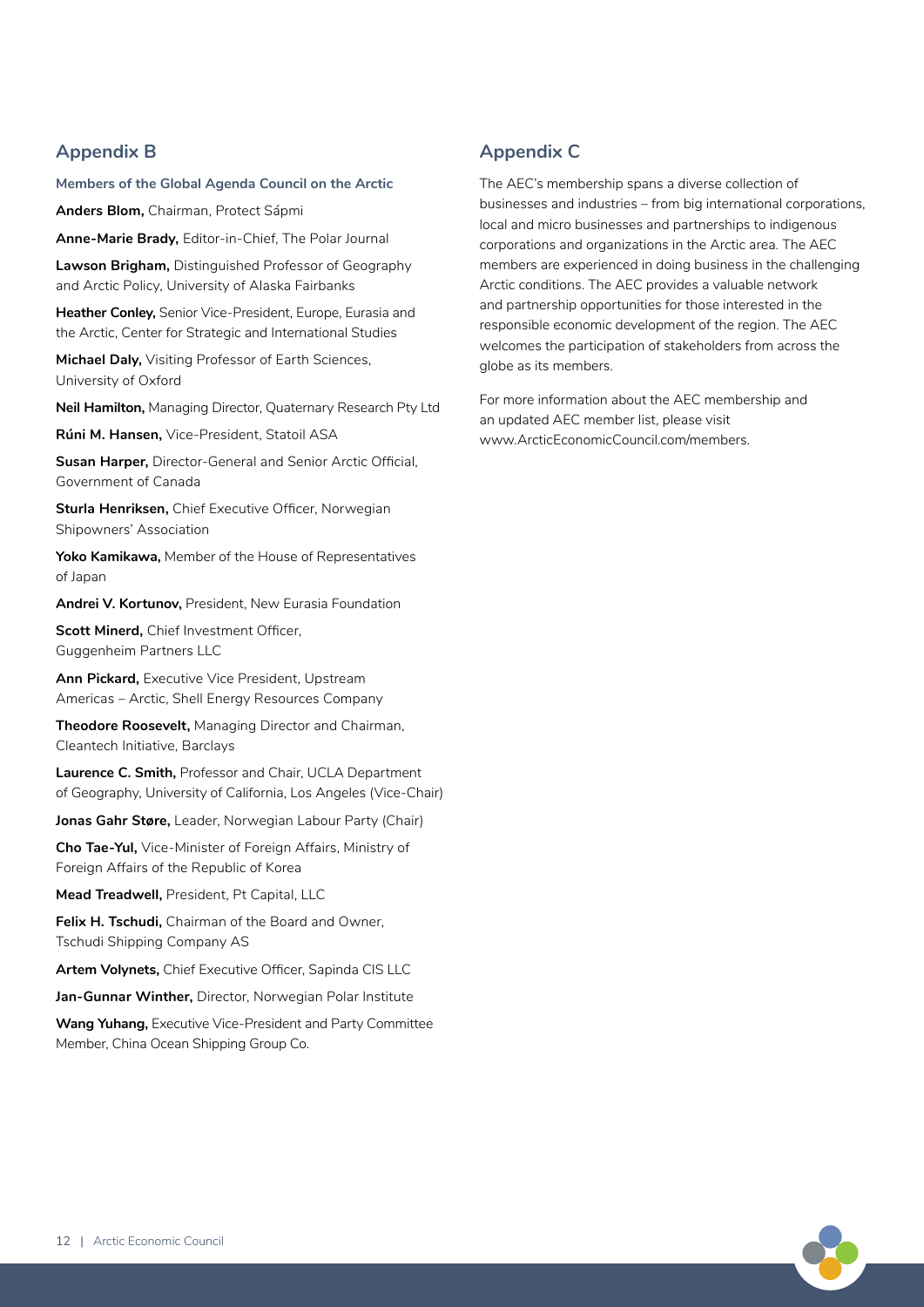## Appendix B

**Members of the Global Agenda Council on the Arctic**

**Anders Blom,** Chairman, Protect Sápmi

**Anne-Marie Brady,** Editor-in-Chief, The Polar Journal

**Lawson Brigham,** Distinguished Professor of Geography and Arctic Policy, University of Alaska Fairbanks

**Heather Conley,** Senior Vice-President, Europe, Eurasia and the Arctic, Center for Strategic and International Studies

**Michael Daly,** Visiting Professor of Earth Sciences, University of Oxford

**Neil Hamilton,** Managing Director, Quaternary Research Pty Ltd

**Rúni M. Hansen,** Vice-President, Statoil ASA

**Susan Harper,** Director-General and Senior Arctic Official, Government of Canada

**Sturla Henriksen,** Chief Executive Officer, Norwegian Shipowners' Association

**Yoko Kamikawa,** Member of the House of Representatives of Japan

**Andrei V. Kortunov,** President, New Eurasia Foundation

**Scott Minerd,** Chief Investment Officer, Guggenheim Partners LLC

**Ann Pickard,** Executive Vice President, Upstream Americas – Arctic, Shell Energy Resources Company

**Theodore Roosevelt,** Managing Director and Chairman, Cleantech Initiative, Barclays

**Laurence C. Smith,** Professor and Chair, UCLA Department of Geography, University of California, Los Angeles (Vice-Chair)

**Jonas Gahr Støre,** Leader, Norwegian Labour Party (Chair)

**Cho Tae-Yul,** Vice-Minister of Foreign Affairs, Ministry of Foreign Affairs of the Republic of Korea

**Mead Treadwell,** President, Pt Capital, LLC

**Felix H. Tschudi,** Chairman of the Board and Owner, Tschudi Shipping Company AS

**Artem Volynets,** Chief Executive Officer, Sapinda CIS LLC

**Jan-Gunnar Winther,** Director, Norwegian Polar Institute

**Wang Yuhang,** Executive Vice-President and Party Committee Member, China Ocean Shipping Group Co.

## Appendix C

The AEC's membership spans a diverse collection of businesses and industries – from big international corporations, local and micro businesses and partnerships to indigenous corporations and organizations in the Arctic area. The AEC members are experienced in doing business in the challenging Arctic conditions. The AEC provides a valuable network and partnership opportunities for those interested in the responsible economic development of the region. The AEC welcomes the participation of stakeholders from across the globe as its members.

For more information about the AEC membership and an updated AEC member list, please visit www.ArcticEconomicCouncil.com/members.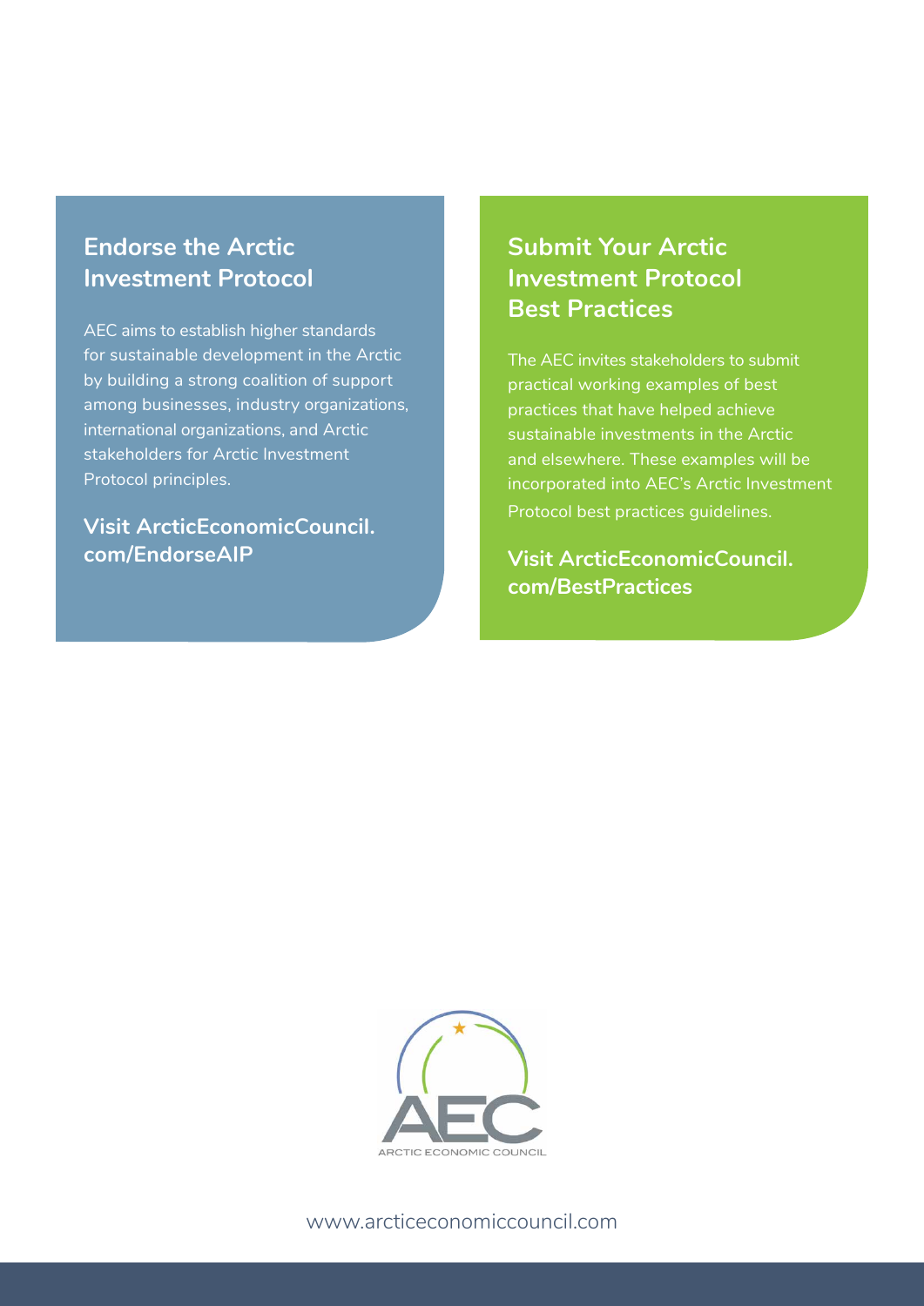## Endorse the Arctic Investment Protocol

AEC aims to establish higher standards for sustainable development in the Arctic by building a strong coalition of support among businesses, industry organizations, international organizations, and Arctic stakeholders for Arctic Investment Protocol principles.

**Visit ArcticEconomicCouncil.com/EndorseAIP**

## Submit Your Arctic Investment Protocol Best Practices

The AEC invites stakeholders to submit practical working examples of best practices that have helped achieve sustainable investments in the Arctic and elsewhere. These examples will be incorporated into AEC's Arctic Investment Protocol best practices guidelines.

**Visit ArcticEconomicCouncil.com/BestPractices**

AEC

ARCTIC ECONOMIC COUNCIL

www.arcticeconomiccouncil.com